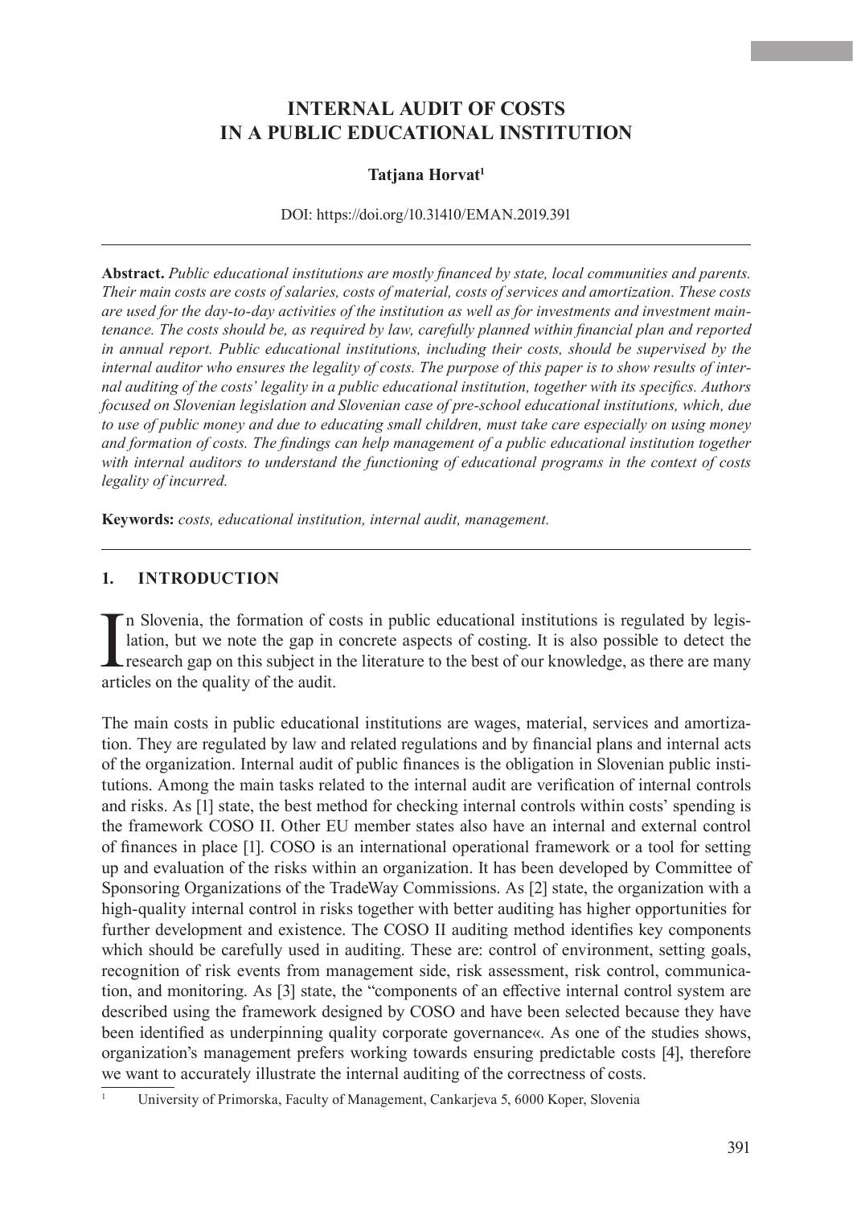# INTERNAL AUDIT OF COSTS IN A PUBLIC EDUCATIONAL INSTITUTION

**Tatjana Horvat**[1]

DOI: https://doi.org/10.31410/EMAN.2019.391

---

**Abstract.** *Public educational institutions are mostly financed by state, local communities and parents. Their main costs are costs of salaries, costs of material, costs of services and amortization. These costs are used for the day-to-day activities of the institution as well as for investments and investment maintenance. The costs should be, as required by law, carefully planned within financial plan and reported in annual report. Public educational institutions, including their costs, should be supervised by the internal auditor who ensures the legality of costs. The purpose of this paper is to show results of internal auditing of the costs' legality in a public educational institution, together with its specifics. Authors focused on Slovenian legislation and Slovenian case of pre-school educational institutions, which, due to use of public money and due to educating small children, must take care especially on using money and formation of costs. The findings can help management of a public educational institution together with internal auditors to understand the functioning of educational programs in the context of costs legality of incurred.*

**Keywords:** *costs, educational institution, internal audit, management.*

---

## 1. INTRODUCTION

In Slovenia, the formation of costs in public educational institutions is regulated by legislation, but we note the gap in concrete aspects of costing. It is also possible to detect the research gap on this subject in the literature to the best of our knowledge, as there are many articles on the quality of the audit.

The main costs in public educational institutions are wages, material, services and amortization. They are regulated by law and related regulations and by financial plans and internal acts of the organization. Internal audit of public finances is the obligation in Slovenian public institutions. Among the main tasks related to the internal audit are verification of internal controls and risks. As [1] state, the best method for checking internal controls within costs' spending is the framework COSO II. Other EU member states also have an internal and external control of finances in place [1]. COSO is an international operational framework or a tool for setting up and evaluation of the risks within an organization. It has been developed by Committee of Sponsoring Organizations of the TradeWay Commissions. As [2] state, the organization with a high-quality internal control in risks together with better auditing has higher opportunities for further development and existence. The COSO II auditing method identifies key components which should be carefully used in auditing. These are: control of environment, setting goals, recognition of risk events from management side, risk assessment, risk control, communication, and monitoring. As [3] state, the "components of an effective internal control system are described using the framework designed by COSO and have been selected because they have been identified as underpinning quality corporate governance«. As one of the studies shows, organization's management prefers working towards ensuring predictable costs [4], therefore we want to accurately illustrate the internal auditing of the correctness of costs.

---

[1] University of Primorska, Faculty of Management, Cankarjeva 5, 6000 Koper, Slovenia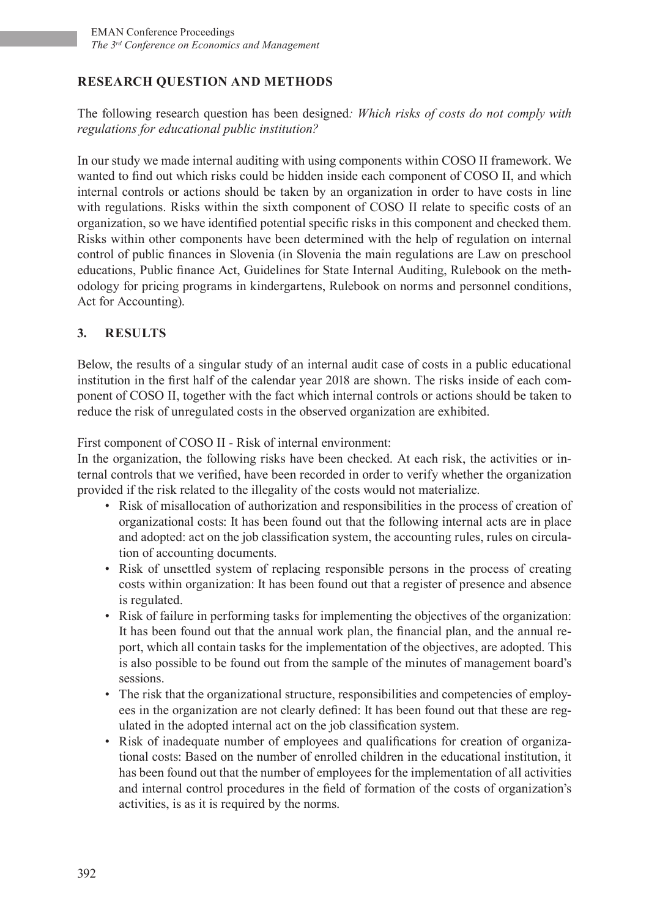## RESEARCH QUESTION AND METHODS

The following research question has been designed*: Which risks of costs do not comply with regulations for educational public institution?*

In our study we made internal auditing with using components within COSO II framework. We wanted to find out which risks could be hidden inside each component of COSO II, and which internal controls or actions should be taken by an organization in order to have costs in line with regulations. Risks within the sixth component of COSO II relate to specific costs of an organization, so we have identified potential specific risks in this component and checked them. Risks within other components have been determined with the help of regulation on internal control of public finances in Slovenia (in Slovenia the main regulations are Law on preschool educations, Public finance Act, Guidelines for State Internal Auditing, Rulebook on the methodology for pricing programs in kindergartens, Rulebook on norms and personnel conditions, Act for Accounting).

## 3. RESULTS

Below, the results of a singular study of an internal audit case of costs in a public educational institution in the first half of the calendar year 2018 are shown. The risks inside of each component of COSO II, together with the fact which internal controls or actions should be taken to reduce the risk of unregulated costs in the observed organization are exhibited.

First component of COSO II - Risk of internal environment:
In the organization, the following risks have been checked. At each risk, the activities or internal controls that we verified, have been recorded in order to verify whether the organization provided if the risk related to the illegality of the costs would not materialize.

- Risk of misallocation of authorization and responsibilities in the process of creation of organizational costs: It has been found out that the following internal acts are in place and adopted: act on the job classification system, the accounting rules, rules on circulation of accounting documents.
- Risk of unsettled system of replacing responsible persons in the process of creating costs within organization: It has been found out that a register of presence and absence is regulated.
- Risk of failure in performing tasks for implementing the objectives of the organization: It has been found out that the annual work plan, the financial plan, and the annual report, which all contain tasks for the implementation of the objectives, are adopted. This is also possible to be found out from the sample of the minutes of management board's sessions.
- The risk that the organizational structure, responsibilities and competencies of employees in the organization are not clearly defined: It has been found out that these are regulated in the adopted internal act on the job classification system.
- Risk of inadequate number of employees and qualifications for creation of organizational costs: Based on the number of enrolled children in the educational institution, it has been found out that the number of employees for the implementation of all activities and internal control procedures in the field of formation of the costs of organization's activities, is as it is required by the norms.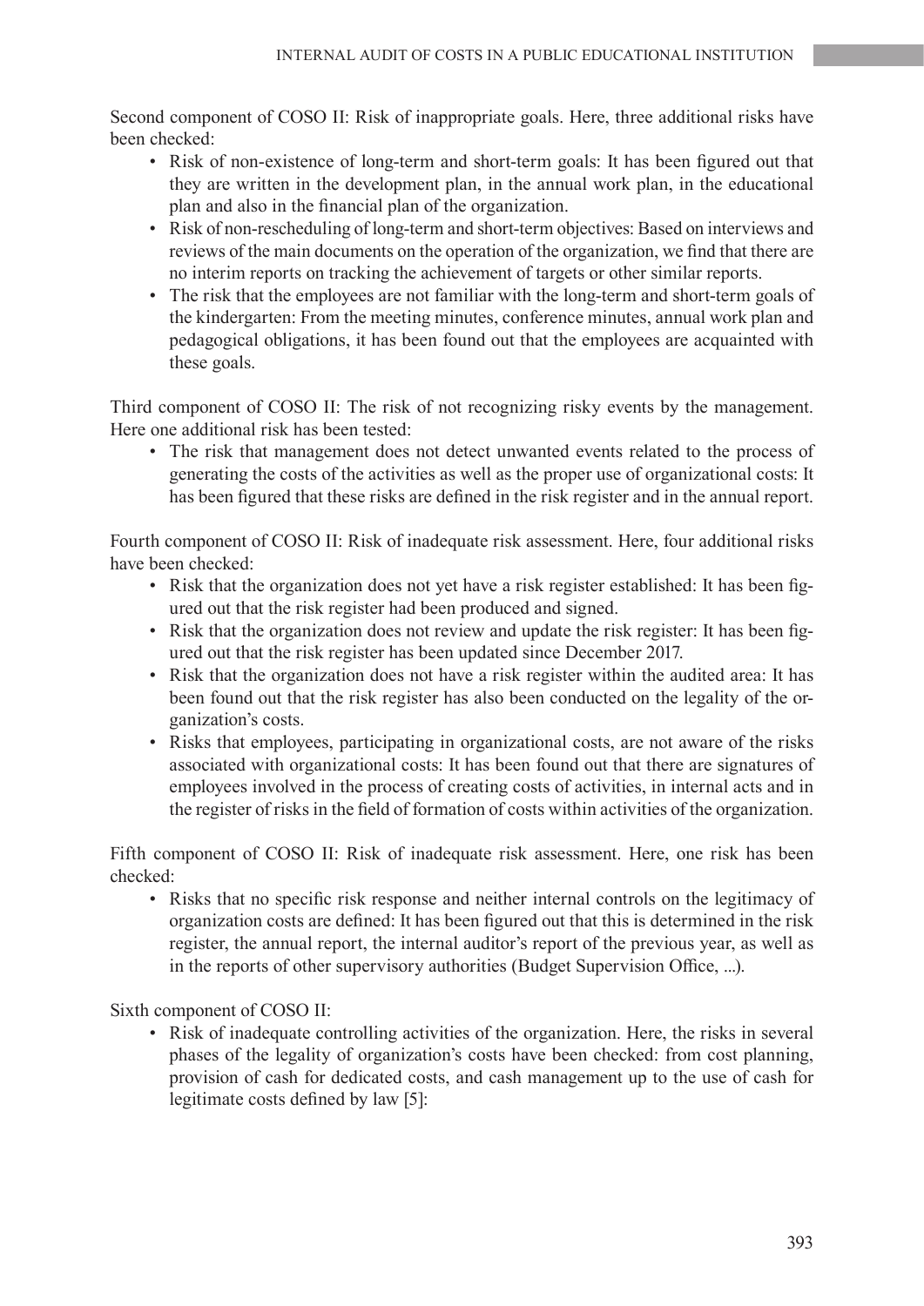Second component of COSO II: Risk of inappropriate goals. Here, three additional risks have been checked:

- Risk of non-existence of long-term and short-term goals: It has been figured out that they are written in the development plan, in the annual work plan, in the educational plan and also in the financial plan of the organization.
- Risk of non-rescheduling of long-term and short-term objectives: Based on interviews and reviews of the main documents on the operation of the organization, we find that there are no interim reports on tracking the achievement of targets or other similar reports.
- The risk that the employees are not familiar with the long-term and short-term goals of the kindergarten: From the meeting minutes, conference minutes, annual work plan and pedagogical obligations, it has been found out that the employees are acquainted with these goals.

Third component of COSO II: The risk of not recognizing risky events by the management. Here one additional risk has been tested:

- The risk that management does not detect unwanted events related to the process of generating the costs of the activities as well as the proper use of organizational costs: It has been figured that these risks are defined in the risk register and in the annual report.

Fourth component of COSO II: Risk of inadequate risk assessment. Here, four additional risks have been checked:

- Risk that the organization does not yet have a risk register established: It has been figured out that the risk register had been produced and signed.
- Risk that the organization does not review and update the risk register: It has been figured out that the risk register has been updated since December 2017.
- Risk that the organization does not have a risk register within the audited area: It has been found out that the risk register has also been conducted on the legality of the organization's costs.
- Risks that employees, participating in organizational costs, are not aware of the risks associated with organizational costs: It has been found out that there are signatures of employees involved in the process of creating costs of activities, in internal acts and in the register of risks in the field of formation of costs within activities of the organization.

Fifth component of COSO II: Risk of inadequate risk assessment. Here, one risk has been checked:

- Risks that no specific risk response and neither internal controls on the legitimacy of organization costs are defined: It has been figured out that this is determined in the risk register, the annual report, the internal auditor's report of the previous year, as well as in the reports of other supervisory authorities (Budget Supervision Office, ...).

Sixth component of COSO II:

- Risk of inadequate controlling activities of the organization. Here, the risks in several phases of the legality of organization's costs have been checked: from cost planning, provision of cash for dedicated costs, and cash management up to the use of cash for legitimate costs defined by law [5]: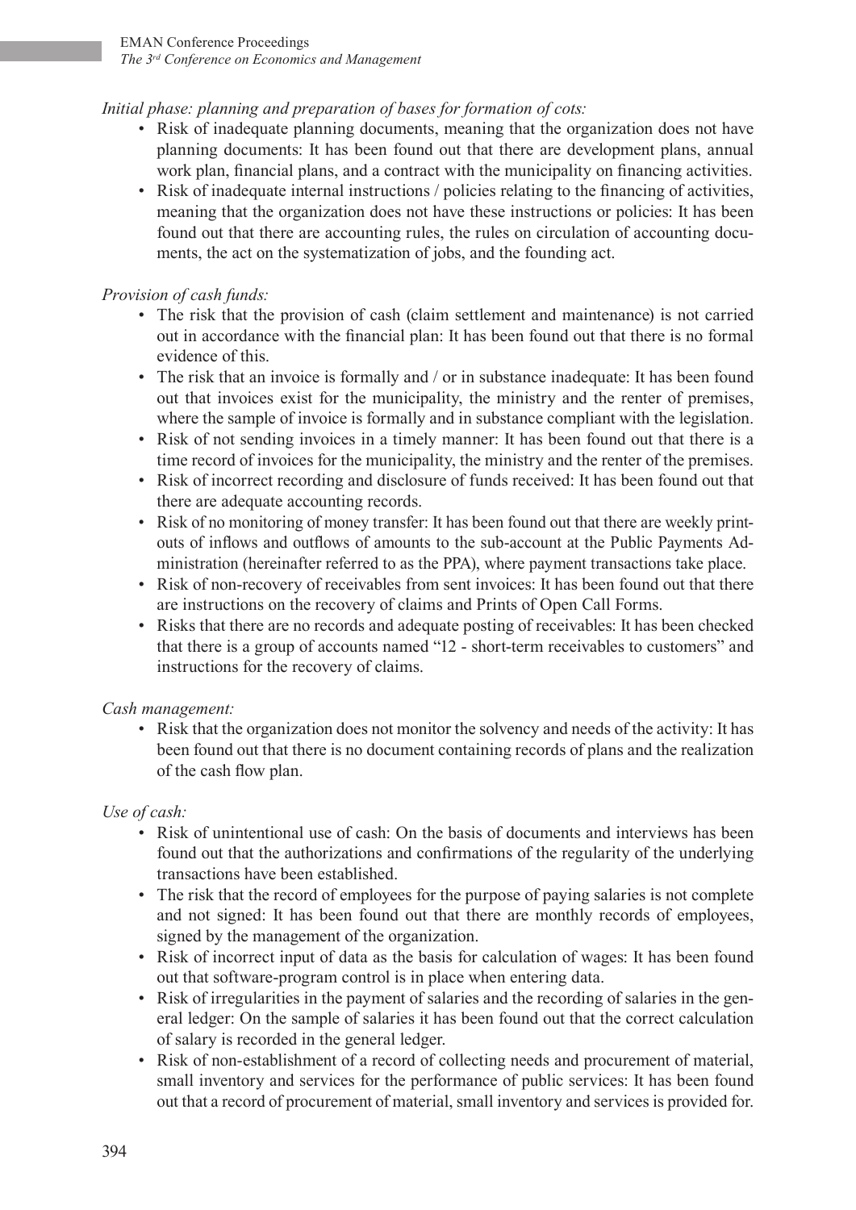*Initial phase: planning and preparation of bases for formation of cots:*

- Risk of inadequate planning documents, meaning that the organization does not have planning documents: It has been found out that there are development plans, annual work plan, financial plans, and a contract with the municipality on financing activities.
- Risk of inadequate internal instructions / policies relating to the financing of activities, meaning that the organization does not have these instructions or policies: It has been found out that there are accounting rules, the rules on circulation of accounting documents, the act on the systematization of jobs, and the founding act.

*Provision of cash funds:*

- The risk that the provision of cash (claim settlement and maintenance) is not carried out in accordance with the financial plan: It has been found out that there is no formal evidence of this.
- The risk that an invoice is formally and / or in substance inadequate: It has been found out that invoices exist for the municipality, the ministry and the renter of premises, where the sample of invoice is formally and in substance compliant with the legislation.
- Risk of not sending invoices in a timely manner: It has been found out that there is a time record of invoices for the municipality, the ministry and the renter of the premises.
- Risk of incorrect recording and disclosure of funds received: It has been found out that there are adequate accounting records.
- Risk of no monitoring of money transfer: It has been found out that there are weekly printouts of inflows and outflows of amounts to the sub-account at the Public Payments Administration (hereinafter referred to as the PPA), where payment transactions take place.
- Risk of non-recovery of receivables from sent invoices: It has been found out that there are instructions on the recovery of claims and Prints of Open Call Forms.
- Risks that there are no records and adequate posting of receivables: It has been checked that there is a group of accounts named "12 - short-term receivables to customers" and instructions for the recovery of claims.

*Cash management:*

- Risk that the organization does not monitor the solvency and needs of the activity: It has been found out that there is no document containing records of plans and the realization of the cash flow plan.

*Use of cash:*

- Risk of unintentional use of cash: On the basis of documents and interviews has been found out that the authorizations and confirmations of the regularity of the underlying transactions have been established.
- The risk that the record of employees for the purpose of paying salaries is not complete and not signed: It has been found out that there are monthly records of employees, signed by the management of the organization.
- Risk of incorrect input of data as the basis for calculation of wages: It has been found out that software-program control is in place when entering data.
- Risk of irregularities in the payment of salaries and the recording of salaries in the general ledger: On the sample of salaries it has been found out that the correct calculation of salary is recorded in the general ledger.
- Risk of non-establishment of a record of collecting needs and procurement of material, small inventory and services for the performance of public services: It has been found out that a record of procurement of material, small inventory and services is provided for.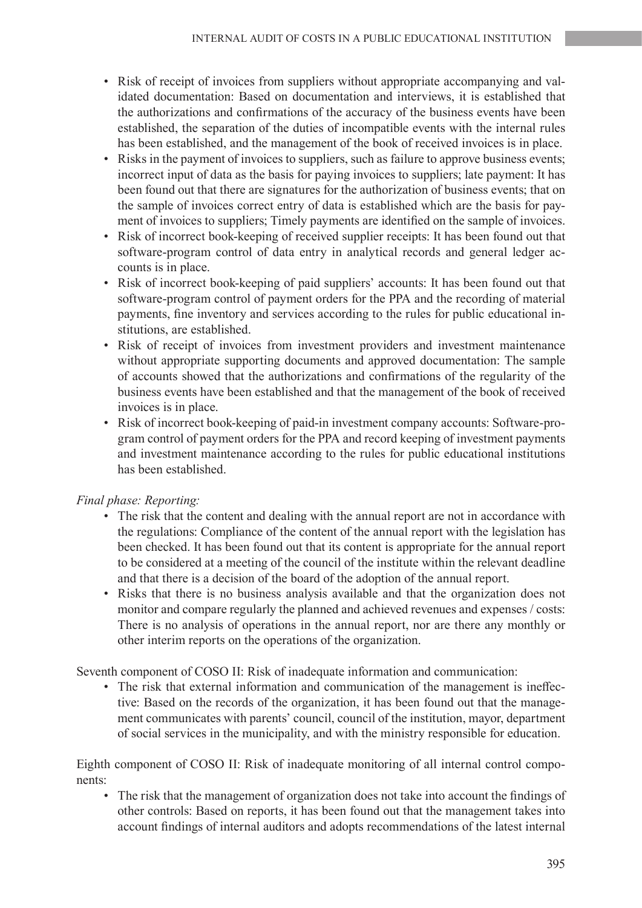- Risk of receipt of invoices from suppliers without appropriate accompanying and validated documentation: Based on documentation and interviews, it is established that the authorizations and confirmations of the accuracy of the business events have been established, the separation of the duties of incompatible events with the internal rules has been established, and the management of the book of received invoices is in place.
- Risks in the payment of invoices to suppliers, such as failure to approve business events; incorrect input of data as the basis for paying invoices to suppliers; late payment: It has been found out that there are signatures for the authorization of business events; that on the sample of invoices correct entry of data is established which are the basis for payment of invoices to suppliers; Timely payments are identified on the sample of invoices.
- Risk of incorrect book-keeping of received supplier receipts: It has been found out that software-program control of data entry in analytical records and general ledger accounts is in place.
- Risk of incorrect book-keeping of paid suppliers' accounts: It has been found out that software-program control of payment orders for the PPA and the recording of material payments, fine inventory and services according to the rules for public educational institutions, are established.
- Risk of receipt of invoices from investment providers and investment maintenance without appropriate supporting documents and approved documentation: The sample of accounts showed that the authorizations and confirmations of the regularity of the business events have been established and that the management of the book of received invoices is in place.
- Risk of incorrect book-keeping of paid-in investment company accounts: Software-program control of payment orders for the PPA and record keeping of investment payments and investment maintenance according to the rules for public educational institutions has been established.

*Final phase: Reporting:*

- The risk that the content and dealing with the annual report are not in accordance with the regulations: Compliance of the content of the annual report with the legislation has been checked. It has been found out that its content is appropriate for the annual report to be considered at a meeting of the council of the institute within the relevant deadline and that there is a decision of the board of the adoption of the annual report.
- Risks that there is no business analysis available and that the organization does not monitor and compare regularly the planned and achieved revenues and expenses / costs: There is no analysis of operations in the annual report, nor are there any monthly or other interim reports on the operations of the organization.

Seventh component of COSO II: Risk of inadequate information and communication:

- The risk that external information and communication of the management is ineffective: Based on the records of the organization, it has been found out that the management communicates with parents' council, council of the institution, mayor, department of social services in the municipality, and with the ministry responsible for education.

Eighth component of COSO II: Risk of inadequate monitoring of all internal control components:

- The risk that the management of organization does not take into account the findings of other controls: Based on reports, it has been found out that the management takes into account findings of internal auditors and adopts recommendations of the latest internal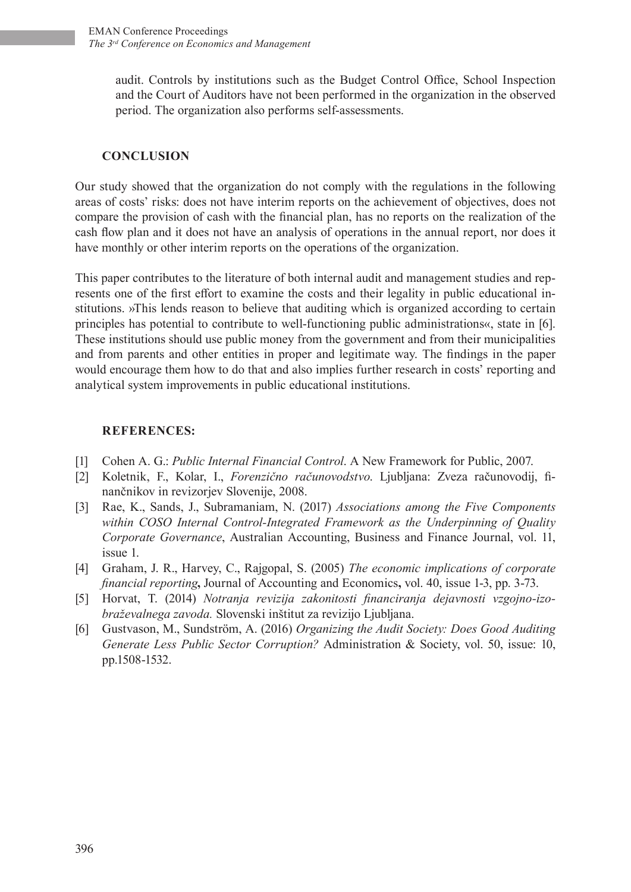audit. Controls by institutions such as the Budget Control Office, School Inspection and the Court of Auditors have not been performed in the organization in the observed period. The organization also performs self-assessments.

## CONCLUSION

Our study showed that the organization do not comply with the regulations in the following areas of costs' risks: does not have interim reports on the achievement of objectives, does not compare the provision of cash with the financial plan, has no reports on the realization of the cash flow plan and it does not have an analysis of operations in the annual report, nor does it have monthly or other interim reports on the operations of the organization.

This paper contributes to the literature of both internal audit and management studies and represents one of the first effort to examine the costs and their legality in public educational institutions. »This lends reason to believe that auditing which is organized according to certain principles has potential to contribute to well-functioning public administrations«, state in [6]. These institutions should use public money from the government and from their municipalities and from parents and other entities in proper and legitimate way. The findings in the paper would encourage them how to do that and also implies further research in costs' reporting and analytical system improvements in public educational institutions.

## REFERENCES:

[1] Cohen A. G.: *Public Internal Financial Control*. A New Framework for Public, 2007.

[2] Koletnik, F., Kolar, I., *Forenzično računovodstvo*. Ljubljana: Zveza računovodij, finančnikov in revizorjev Slovenije, 2008.

[3] Rae, K., Sands, J., Subramaniam, N. (2017) *Associations among the Five Components within COSO Internal Control-Integrated Framework as the Underpinning of Quality Corporate Governance*, Australian Accounting, Business and Finance Journal, vol. 11, issue 1.

[4] Graham, J. R., Harvey, C., Rajgopal, S. (2005) *The economic implications of corporate financial reporting*, Journal of Accounting and Economics, vol. 40, issue 1-3, pp. 3-73.

[5] Horvat, T. (2014) *Notranja revizija zakonitosti financiranja dejavnosti vzgojno-izobraževalnega zavoda.* Slovenski inštitut za revizijo Ljubljana.

[6] Gustvason, M., Sundström, A. (2016) *Organizing the Audit Society: Does Good Auditing Generate Less Public Sector Corruption?* Administration & Society, vol. 50, issue: 10, pp.1508-1532.